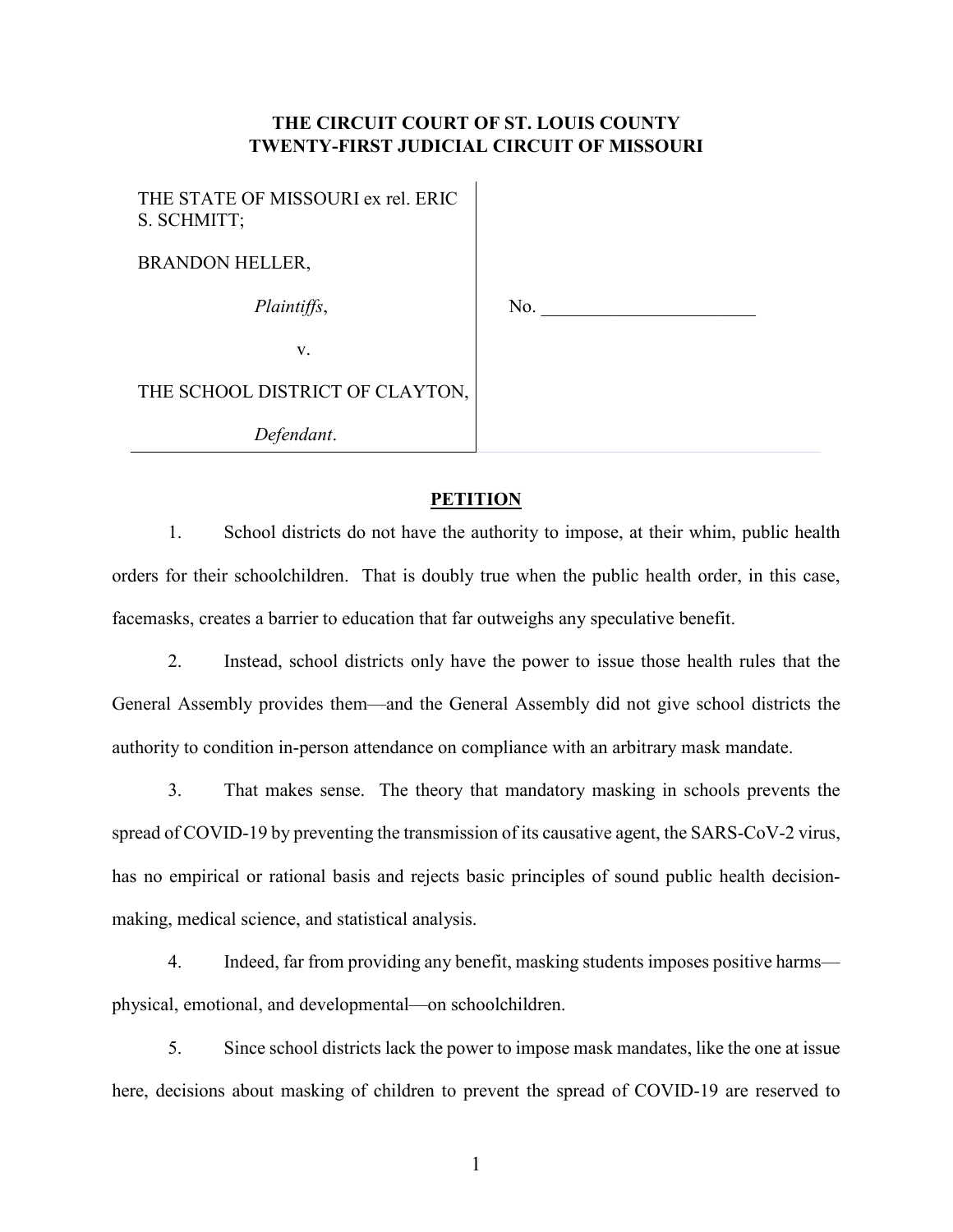**THE CIRCUIT COURT OF ST. LOUIS COUNTY**
**TWENTY-FIRST JUDICIAL CIRCUIT OF MISSOURI**

| | |
|---|---|
| THE STATE OF MISSOURI ex rel. ERIC S. SCHMITT;<br><br>BRANDON HELLER,<br><br>*Plaintiffs*,<br><br>v.<br><br>THE SCHOOL DISTRICT OF CLAYTON,<br><br>*Defendant*. | No. ________________________ |

## PETITION

1. School districts do not have the authority to impose, at their whim, public health orders for their schoolchildren. That is doubly true when the public health order, in this case, facemasks, creates a barrier to education that far outweighs any speculative benefit.

2. Instead, school districts only have the power to issue those health rules that the General Assembly provides them—and the General Assembly did not give school districts the authority to condition in-person attendance on compliance with an arbitrary mask mandate.

3. That makes sense. The theory that mandatory masking in schools prevents the spread of COVID-19 by preventing the transmission of its causative agent, the SARS-CoV-2 virus, has no empirical or rational basis and rejects basic principles of sound public health decision-making, medical science, and statistical analysis.

4. Indeed, far from providing any benefit, masking students imposes positive harms—physical, emotional, and developmental—on schoolchildren.

5. Since school districts lack the power to impose mask mandates, like the one at issue here, decisions about masking of children to prevent the spread of COVID-19 are reserved to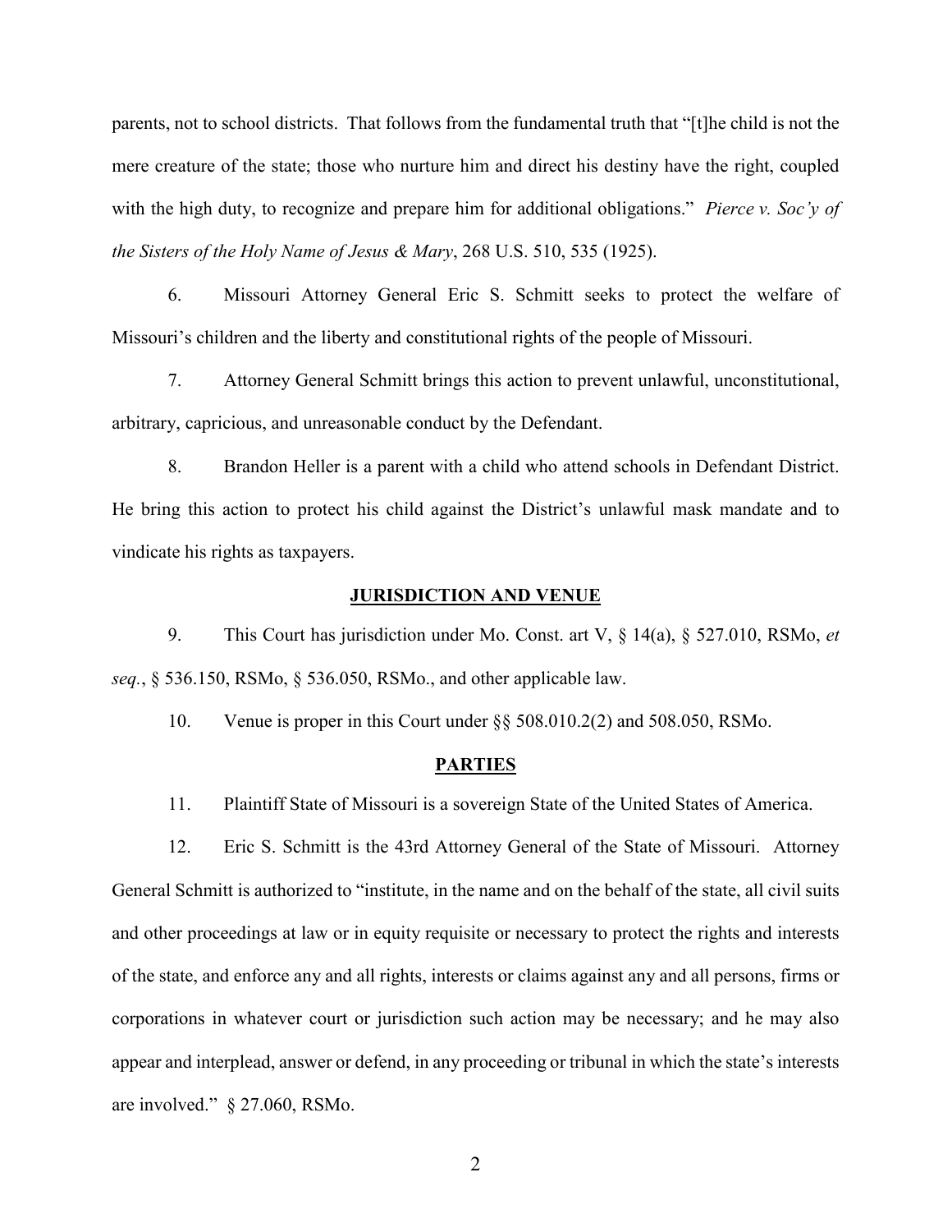parents, not to school districts. That follows from the fundamental truth that "[t]he child is not the mere creature of the state; those who nurture him and direct his destiny have the right, coupled with the high duty, to recognize and prepare him for additional obligations." *Pierce v. Soc'y of the Sisters of the Holy Name of Jesus & Mary*, 268 U.S. 510, 535 (1925).

6. Missouri Attorney General Eric S. Schmitt seeks to protect the welfare of Missouri's children and the liberty and constitutional rights of the people of Missouri.

7. Attorney General Schmitt brings this action to prevent unlawful, unconstitutional, arbitrary, capricious, and unreasonable conduct by the Defendant.

8. Brandon Heller is a parent with a child who attend schools in Defendant District. He bring this action to protect his child against the District's unlawful mask mandate and to vindicate his rights as taxpayers.

## JURISDICTION AND VENUE

9. This Court has jurisdiction under Mo. Const. art V, § 14(a), § 527.010, RSMo, *et seq.*, § 536.150, RSMo, § 536.050, RSMo., and other applicable law.

10. Venue is proper in this Court under §§ 508.010.2(2) and 508.050, RSMo.

## PARTIES

11. Plaintiff State of Missouri is a sovereign State of the United States of America.

12. Eric S. Schmitt is the 43rd Attorney General of the State of Missouri. Attorney General Schmitt is authorized to "institute, in the name and on the behalf of the state, all civil suits and other proceedings at law or in equity requisite or necessary to protect the rights and interests of the state, and enforce any and all rights, interests or claims against any and all persons, firms or corporations in whatever court or jurisdiction such action may be necessary; and he may also appear and interplead, answer or defend, in any proceeding or tribunal in which the state's interests are involved." § 27.060, RSMo.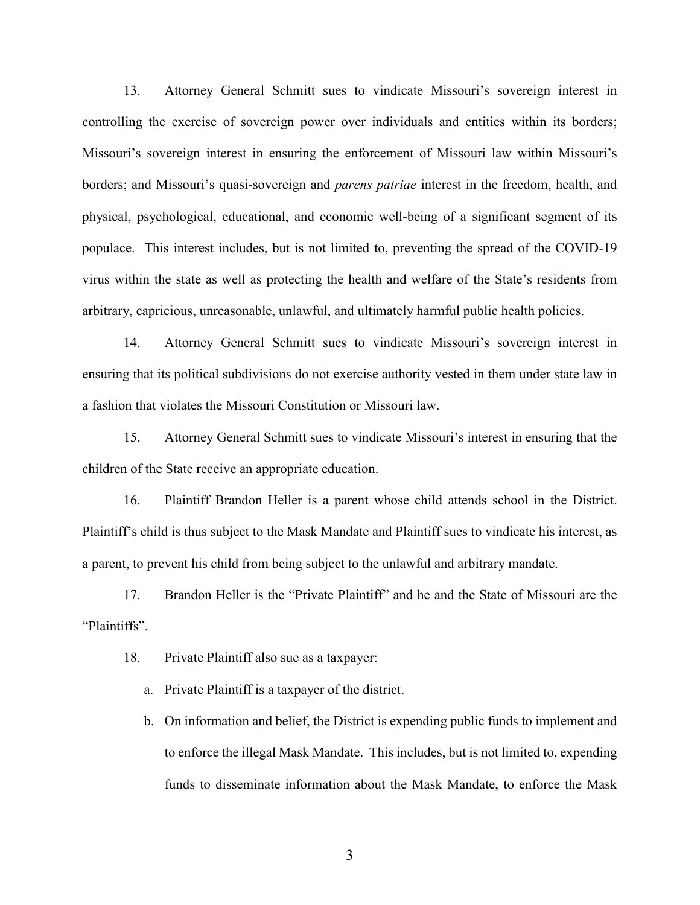13. Attorney General Schmitt sues to vindicate Missouri's sovereign interest in controlling the exercise of sovereign power over individuals and entities within its borders; Missouri's sovereign interest in ensuring the enforcement of Missouri law within Missouri's borders; and Missouri's quasi-sovereign and *parens patriae* interest in the freedom, health, and physical, psychological, educational, and economic well-being of a significant segment of its populace. This interest includes, but is not limited to, preventing the spread of the COVID-19 virus within the state as well as protecting the health and welfare of the State's residents from arbitrary, capricious, unreasonable, unlawful, and ultimately harmful public health policies.

14. Attorney General Schmitt sues to vindicate Missouri's sovereign interest in ensuring that its political subdivisions do not exercise authority vested in them under state law in a fashion that violates the Missouri Constitution or Missouri law.

15. Attorney General Schmitt sues to vindicate Missouri's interest in ensuring that the children of the State receive an appropriate education.

16. Plaintiff Brandon Heller is a parent whose child attends school in the District. Plaintiff's child is thus subject to the Mask Mandate and Plaintiff sues to vindicate his interest, as a parent, to prevent his child from being subject to the unlawful and arbitrary mandate.

17. Brandon Heller is the "Private Plaintiff" and he and the State of Missouri are the "Plaintiffs".

18. Private Plaintiff also sue as a taxpayer:

   a. Private Plaintiff is a taxpayer of the district.

   b. On information and belief, the District is expending public funds to implement and to enforce the illegal Mask Mandate. This includes, but is not limited to, expending funds to disseminate information about the Mask Mandate, to enforce the Mask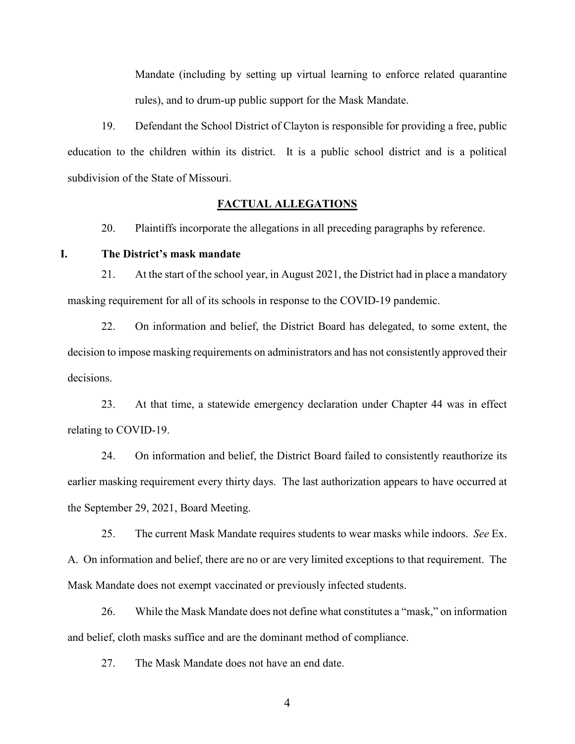Mandate (including by setting up virtual learning to enforce related quarantine rules), and to drum-up public support for the Mask Mandate.

19. Defendant the School District of Clayton is responsible for providing a free, public education to the children within its district. It is a public school district and is a political subdivision of the State of Missouri.

## FACTUAL ALLEGATIONS

20. Plaintiffs incorporate the allegations in all preceding paragraphs by reference.

### I. The District's mask mandate

21. At the start of the school year, in August 2021, the District had in place a mandatory masking requirement for all of its schools in response to the COVID-19 pandemic.

22. On information and belief, the District Board has delegated, to some extent, the decision to impose masking requirements on administrators and has not consistently approved their decisions.

23. At that time, a statewide emergency declaration under Chapter 44 was in effect relating to COVID-19.

24. On information and belief, the District Board failed to consistently reauthorize its earlier masking requirement every thirty days. The last authorization appears to have occurred at the September 29, 2021, Board Meeting.

25. The current Mask Mandate requires students to wear masks while indoors. *See* Ex. A. On information and belief, there are no or are very limited exceptions to that requirement. The Mask Mandate does not exempt vaccinated or previously infected students.

26. While the Mask Mandate does not define what constitutes a "mask," on information and belief, cloth masks suffice and are the dominant method of compliance.

27. The Mask Mandate does not have an end date.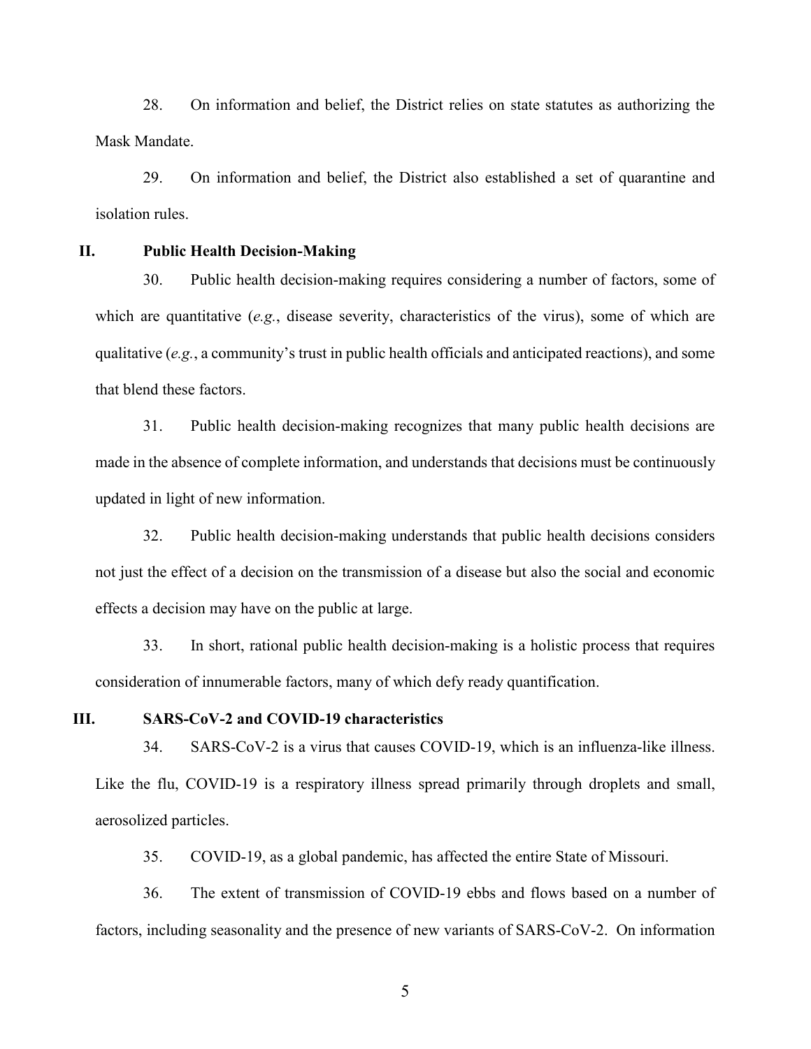28. On information and belief, the District relies on state statutes as authorizing the Mask Mandate.

29. On information and belief, the District also established a set of quarantine and isolation rules.

## II. Public Health Decision-Making

30. Public health decision-making requires considering a number of factors, some of which are quantitative (*e.g.*, disease severity, characteristics of the virus), some of which are qualitative (*e.g.*, a community's trust in public health officials and anticipated reactions), and some that blend these factors.

31. Public health decision-making recognizes that many public health decisions are made in the absence of complete information, and understands that decisions must be continuously updated in light of new information.

32. Public health decision-making understands that public health decisions considers not just the effect of a decision on the transmission of a disease but also the social and economic effects a decision may have on the public at large.

33. In short, rational public health decision-making is a holistic process that requires consideration of innumerable factors, many of which defy ready quantification.

## III. SARS-CoV-2 and COVID-19 characteristics

34. SARS-CoV-2 is a virus that causes COVID-19, which is an influenza-like illness. Like the flu, COVID-19 is a respiratory illness spread primarily through droplets and small, aerosolized particles.

35. COVID-19, as a global pandemic, has affected the entire State of Missouri.

36. The extent of transmission of COVID-19 ebbs and flows based on a number of factors, including seasonality and the presence of new variants of SARS-CoV-2. On information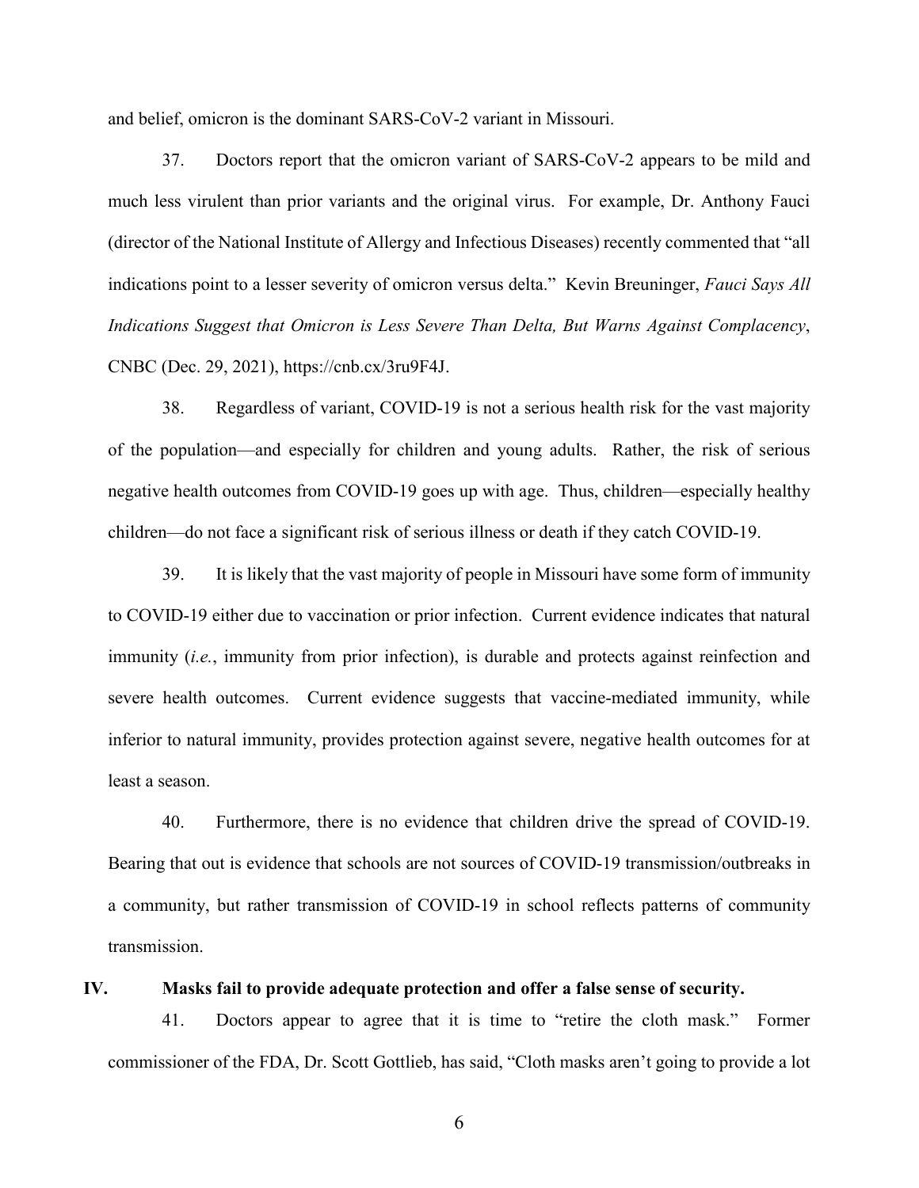and belief, omicron is the dominant SARS-CoV-2 variant in Missouri.

37. Doctors report that the omicron variant of SARS-CoV-2 appears to be mild and much less virulent than prior variants and the original virus. For example, Dr. Anthony Fauci (director of the National Institute of Allergy and Infectious Diseases) recently commented that "all indications point to a lesser severity of omicron versus delta." Kevin Breuninger, *Fauci Says All Indications Suggest that Omicron is Less Severe Than Delta, But Warns Against Complacency*, CNBC (Dec. 29, 2021), https://cnb.cx/3ru9F4J.

38. Regardless of variant, COVID-19 is not a serious health risk for the vast majority of the population—and especially for children and young adults. Rather, the risk of serious negative health outcomes from COVID-19 goes up with age. Thus, children—especially healthy children—do not face a significant risk of serious illness or death if they catch COVID-19.

39. It is likely that the vast majority of people in Missouri have some form of immunity to COVID-19 either due to vaccination or prior infection. Current evidence indicates that natural immunity (*i.e.*, immunity from prior infection), is durable and protects against reinfection and severe health outcomes. Current evidence suggests that vaccine-mediated immunity, while inferior to natural immunity, provides protection against severe, negative health outcomes for at least a season.

40. Furthermore, there is no evidence that children drive the spread of COVID-19. Bearing that out is evidence that schools are not sources of COVID-19 transmission/outbreaks in a community, but rather transmission of COVID-19 in school reflects patterns of community transmission.

## IV. Masks fail to provide adequate protection and offer a false sense of security.

41. Doctors appear to agree that it is time to "retire the cloth mask." Former commissioner of the FDA, Dr. Scott Gottlieb, has said, "Cloth masks aren't going to provide a lot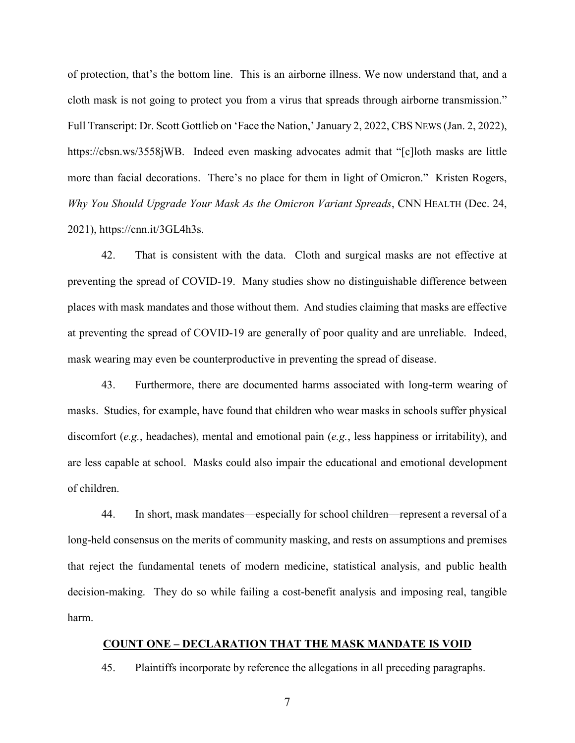of protection, that's the bottom line. This is an airborne illness. We now understand that, and a cloth mask is not going to protect you from a virus that spreads through airborne transmission." Full Transcript: Dr. Scott Gottlieb on 'Face the Nation,' January 2, 2022, CBS NEWS (Jan. 2, 2022), https://cbsn.ws/3558jWB. Indeed even masking advocates admit that "[c]loth masks are little more than facial decorations. There's no place for them in light of Omicron." Kristen Rogers, *Why You Should Upgrade Your Mask As the Omicron Variant Spreads*, CNN HEALTH (Dec. 24, 2021), https://cnn.it/3GL4h3s.

42. That is consistent with the data. Cloth and surgical masks are not effective at preventing the spread of COVID-19. Many studies show no distinguishable difference between places with mask mandates and those without them. And studies claiming that masks are effective at preventing the spread of COVID-19 are generally of poor quality and are unreliable. Indeed, mask wearing may even be counterproductive in preventing the spread of disease.

43. Furthermore, there are documented harms associated with long-term wearing of masks. Studies, for example, have found that children who wear masks in schools suffer physical discomfort (*e.g.*, headaches), mental and emotional pain (*e.g.*, less happiness or irritability), and are less capable at school. Masks could also impair the educational and emotional development of children.

44. In short, mask mandates—especially for school children—represent a reversal of a long-held consensus on the merits of community masking, and rests on assumptions and premises that reject the fundamental tenets of modern medicine, statistical analysis, and public health decision-making. They do so while failing a cost-benefit analysis and imposing real, tangible harm.

## COUNT ONE – DECLARATION THAT THE MASK MANDATE IS VOID

45. Plaintiffs incorporate by reference the allegations in all preceding paragraphs.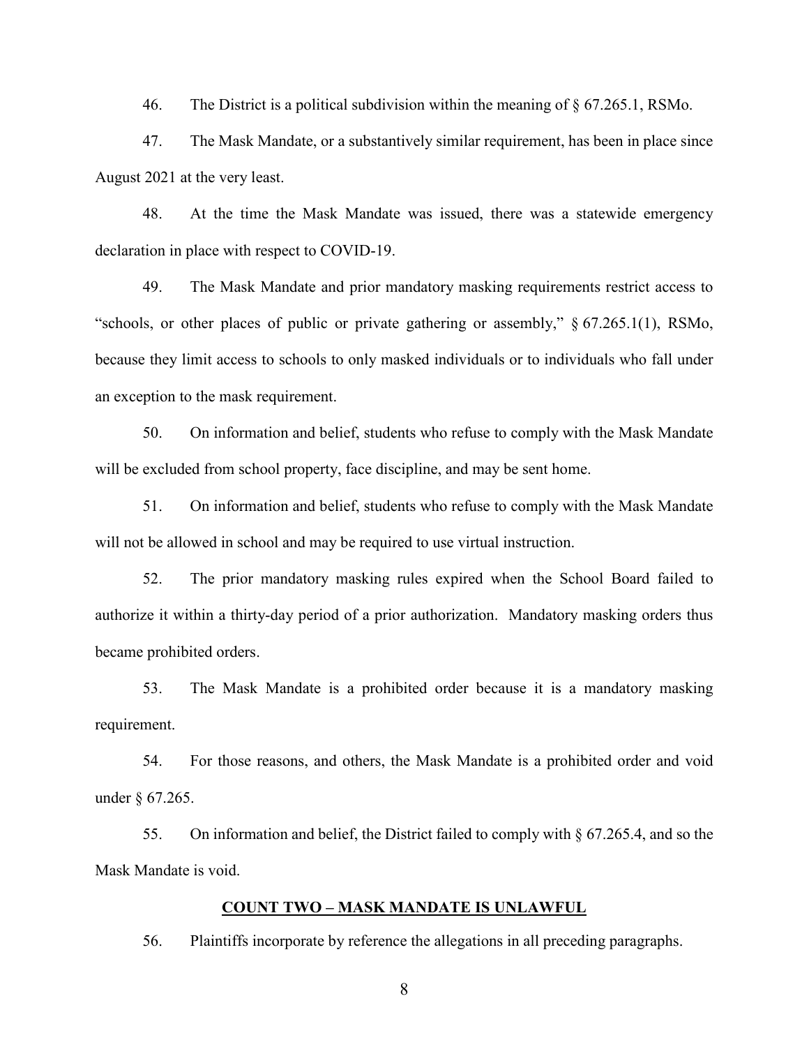46. The District is a political subdivision within the meaning of § 67.265.1, RSMo.

47. The Mask Mandate, or a substantively similar requirement, has been in place since August 2021 at the very least.

48. At the time the Mask Mandate was issued, there was a statewide emergency declaration in place with respect to COVID-19.

49. The Mask Mandate and prior mandatory masking requirements restrict access to "schools, or other places of public or private gathering or assembly," § 67.265.1(1), RSMo, because they limit access to schools to only masked individuals or to individuals who fall under an exception to the mask requirement.

50. On information and belief, students who refuse to comply with the Mask Mandate will be excluded from school property, face discipline, and may be sent home.

51. On information and belief, students who refuse to comply with the Mask Mandate will not be allowed in school and may be required to use virtual instruction.

52. The prior mandatory masking rules expired when the School Board failed to authorize it within a thirty-day period of a prior authorization. Mandatory masking orders thus became prohibited orders.

53. The Mask Mandate is a prohibited order because it is a mandatory masking requirement.

54. For those reasons, and others, the Mask Mandate is a prohibited order and void under § 67.265.

55. On information and belief, the District failed to comply with § 67.265.4, and so the Mask Mandate is void.

## COUNT TWO – MASK MANDATE IS UNLAWFUL

56. Plaintiffs incorporate by reference the allegations in all preceding paragraphs.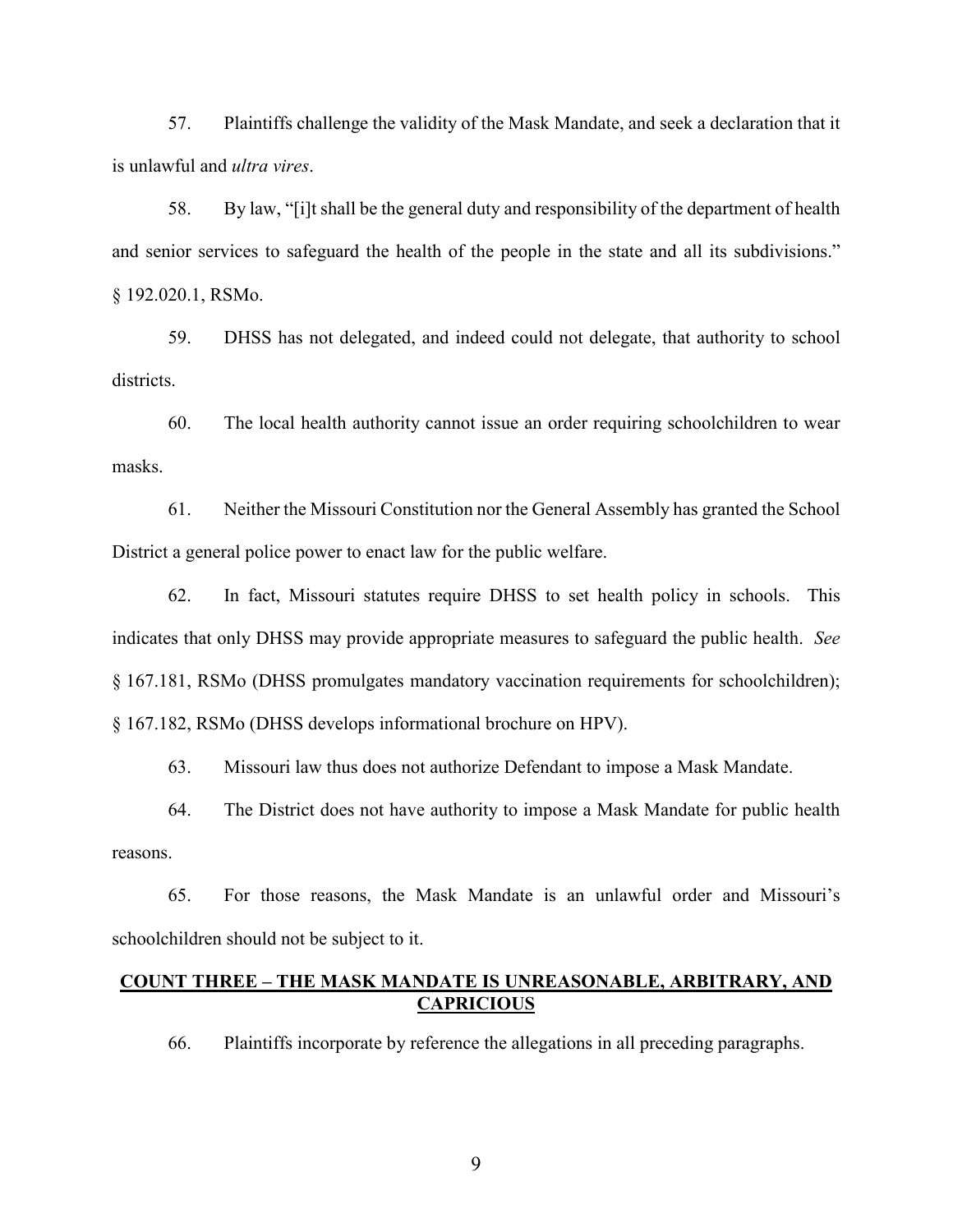57. Plaintiffs challenge the validity of the Mask Mandate, and seek a declaration that it is unlawful and *ultra vires*.

58. By law, "[i]t shall be the general duty and responsibility of the department of health and senior services to safeguard the health of the people in the state and all its subdivisions." § 192.020.1, RSMo.

59. DHSS has not delegated, and indeed could not delegate, that authority to school districts.

60. The local health authority cannot issue an order requiring schoolchildren to wear masks.

61. Neither the Missouri Constitution nor the General Assembly has granted the School District a general police power to enact law for the public welfare.

62. In fact, Missouri statutes require DHSS to set health policy in schools. This indicates that only DHSS may provide appropriate measures to safeguard the public health. *See* § 167.181, RSMo (DHSS promulgates mandatory vaccination requirements for schoolchildren); § 167.182, RSMo (DHSS develops informational brochure on HPV).

63. Missouri law thus does not authorize Defendant to impose a Mask Mandate.

64. The District does not have authority to impose a Mask Mandate for public health reasons.

65. For those reasons, the Mask Mandate is an unlawful order and Missouri's schoolchildren should not be subject to it.

## COUNT THREE – THE MASK MANDATE IS UNREASONABLE, ARBITRARY, AND CAPRICIOUS

66. Plaintiffs incorporate by reference the allegations in all preceding paragraphs.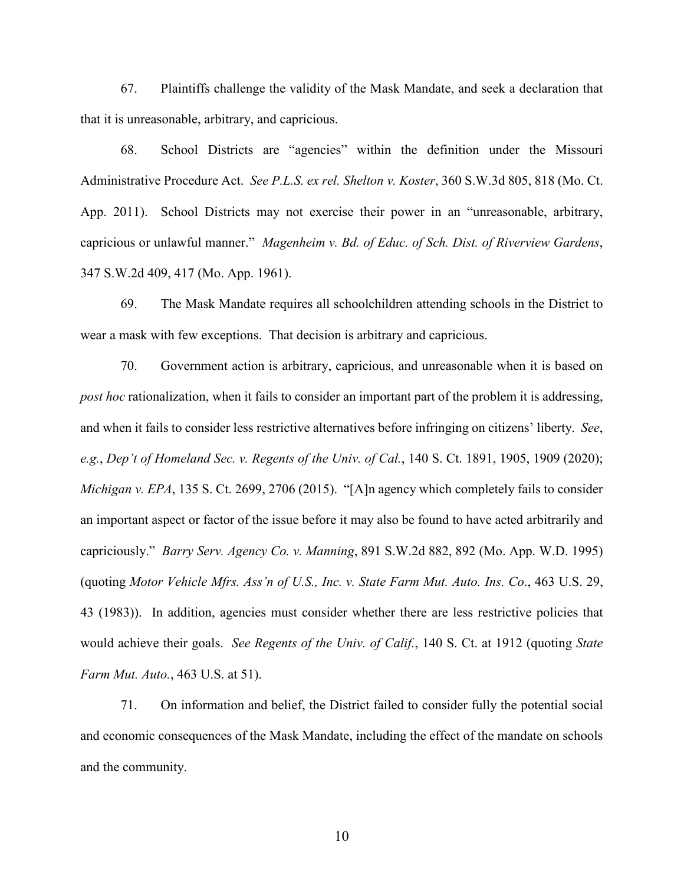67. Plaintiffs challenge the validity of the Mask Mandate, and seek a declaration that that it is unreasonable, arbitrary, and capricious.

68. School Districts are "agencies" within the definition under the Missouri Administrative Procedure Act. *See P.L.S. ex rel. Shelton v. Koster*, 360 S.W.3d 805, 818 (Mo. Ct. App. 2011). School Districts may not exercise their power in an "unreasonable, arbitrary, capricious or unlawful manner." *Magenheim v. Bd. of Educ. of Sch. Dist. of Riverview Gardens*, 347 S.W.2d 409, 417 (Mo. App. 1961).

69. The Mask Mandate requires all schoolchildren attending schools in the District to wear a mask with few exceptions. That decision is arbitrary and capricious.

70. Government action is arbitrary, capricious, and unreasonable when it is based on *post hoc* rationalization, when it fails to consider an important part of the problem it is addressing, and when it fails to consider less restrictive alternatives before infringing on citizens' liberty. *See*, *e.g.*, *Dep't of Homeland Sec. v. Regents of the Univ. of Cal.*, 140 S. Ct. 1891, 1905, 1909 (2020); *Michigan v. EPA*, 135 S. Ct. 2699, 2706 (2015). "[A]n agency which completely fails to consider an important aspect or factor of the issue before it may also be found to have acted arbitrarily and capriciously." *Barry Serv. Agency Co. v. Manning*, 891 S.W.2d 882, 892 (Mo. App. W.D. 1995) (quoting *Motor Vehicle Mfrs. Ass'n of U.S., Inc. v. State Farm Mut. Auto. Ins. Co*., 463 U.S. 29, 43 (1983)). In addition, agencies must consider whether there are less restrictive policies that would achieve their goals. *See Regents of the Univ. of Calif.*, 140 S. Ct. at 1912 (quoting *State Farm Mut. Auto.*, 463 U.S. at 51).

71. On information and belief, the District failed to consider fully the potential social and economic consequences of the Mask Mandate, including the effect of the mandate on schools and the community.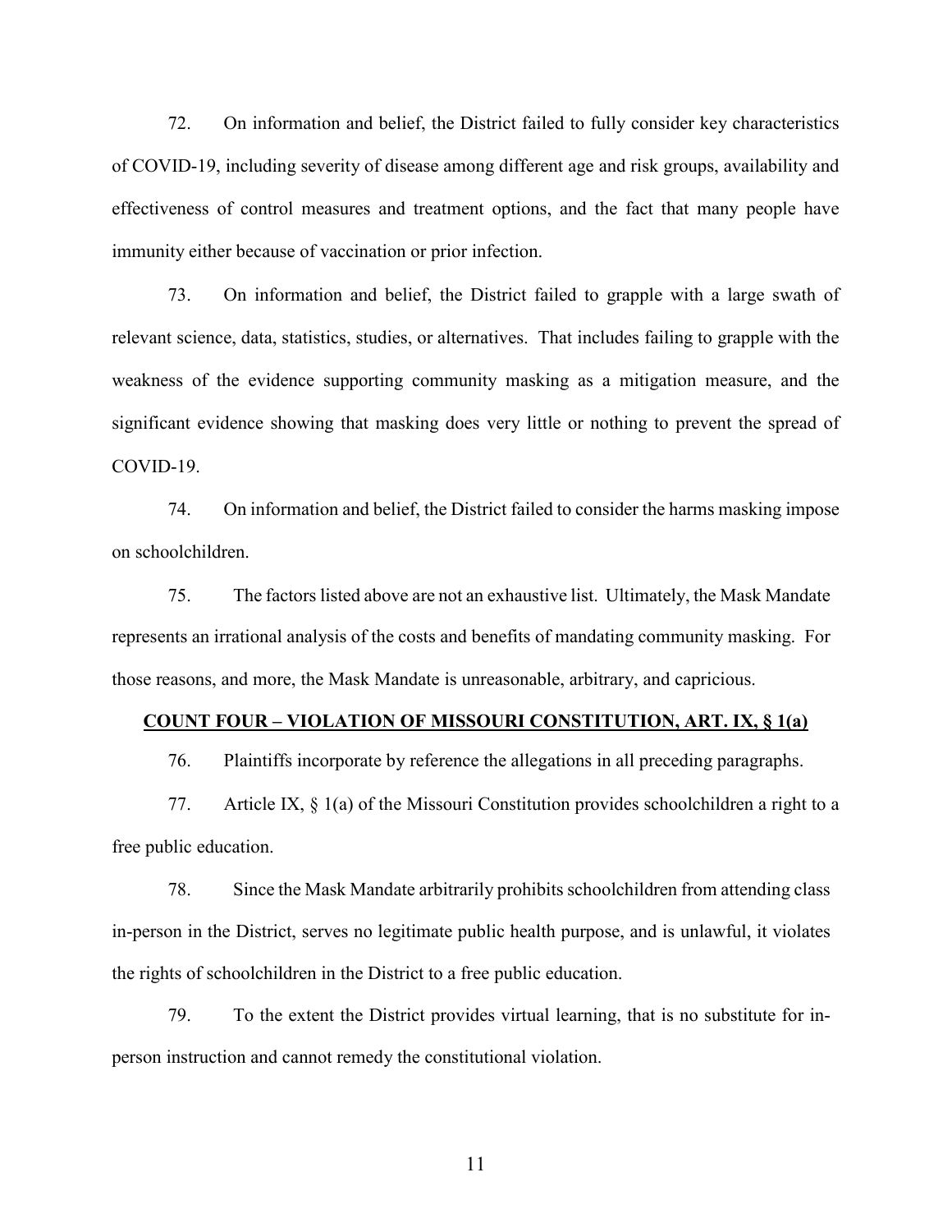72. On information and belief, the District failed to fully consider key characteristics of COVID-19, including severity of disease among different age and risk groups, availability and effectiveness of control measures and treatment options, and the fact that many people have immunity either because of vaccination or prior infection.

73. On information and belief, the District failed to grapple with a large swath of relevant science, data, statistics, studies, or alternatives. That includes failing to grapple with the weakness of the evidence supporting community masking as a mitigation measure, and the significant evidence showing that masking does very little or nothing to prevent the spread of COVID-19.

74. On information and belief, the District failed to consider the harms masking impose on schoolchildren.

75. The factors listed above are not an exhaustive list. Ultimately, the Mask Mandate represents an irrational analysis of the costs and benefits of mandating community masking. For those reasons, and more, the Mask Mandate is unreasonable, arbitrary, and capricious.

## COUNT FOUR – VIOLATION OF MISSOURI CONSTITUTION, ART. IX, § 1(a)

76. Plaintiffs incorporate by reference the allegations in all preceding paragraphs.

77. Article IX, § 1(a) of the Missouri Constitution provides schoolchildren a right to a free public education.

78. Since the Mask Mandate arbitrarily prohibits schoolchildren from attending class in-person in the District, serves no legitimate public health purpose, and is unlawful, it violates the rights of schoolchildren in the District to a free public education.

79. To the extent the District provides virtual learning, that is no substitute for in-person instruction and cannot remedy the constitutional violation.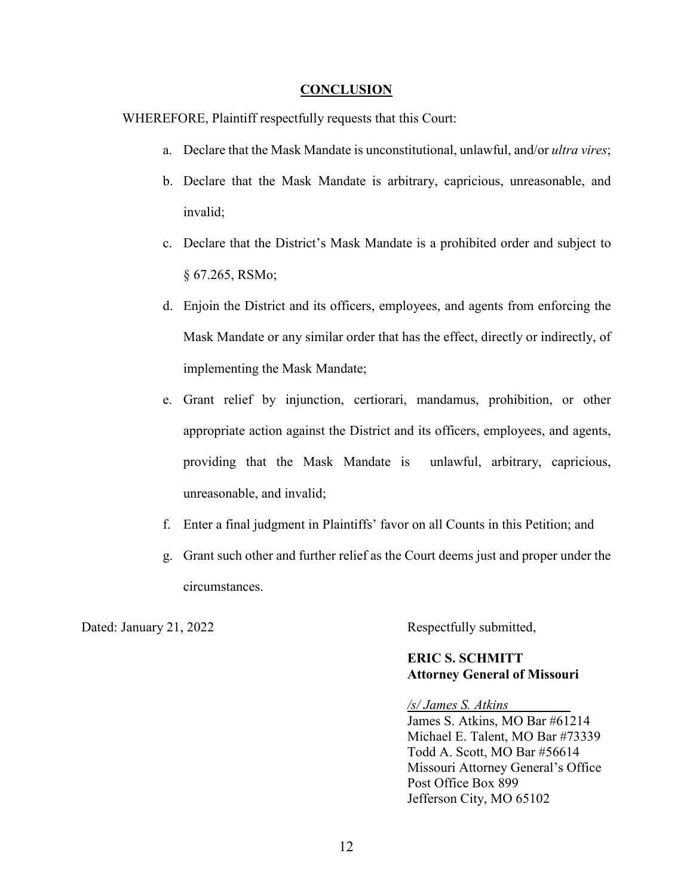## CONCLUSION

WHEREFORE, Plaintiff respectfully requests that this Court:

a. Declare that the Mask Mandate is unconstitutional, unlawful, and/or *ultra vires*;

b. Declare that the Mask Mandate is arbitrary, capricious, unreasonable, and invalid;

c. Declare that the District's Mask Mandate is a prohibited order and subject to § 67.265, RSMo;

d. Enjoin the District and its officers, employees, and agents from enforcing the Mask Mandate or any similar order that has the effect, directly or indirectly, of implementing the Mask Mandate;

e. Grant relief by injunction, certiorari, mandamus, prohibition, or other appropriate action against the District and its officers, employees, and agents, providing that the Mask Mandate is unlawful, arbitrary, capricious, unreasonable, and invalid;

f. Enter a final judgment in Plaintiffs' favor on all Counts in this Petition; and

g. Grant such other and further relief as the Court deems just and proper under the circumstances.

Dated: January 21, 2022

Respectfully submitted,

**ERIC S. SCHMITT**
**Attorney General of Missouri**

*/s/ James S. Atkins*
James S. Atkins, MO Bar #61214
Michael E. Talent, MO Bar #73339
Todd A. Scott, MO Bar #56614
Missouri Attorney General's Office
Post Office Box 899
Jefferson City, MO 65102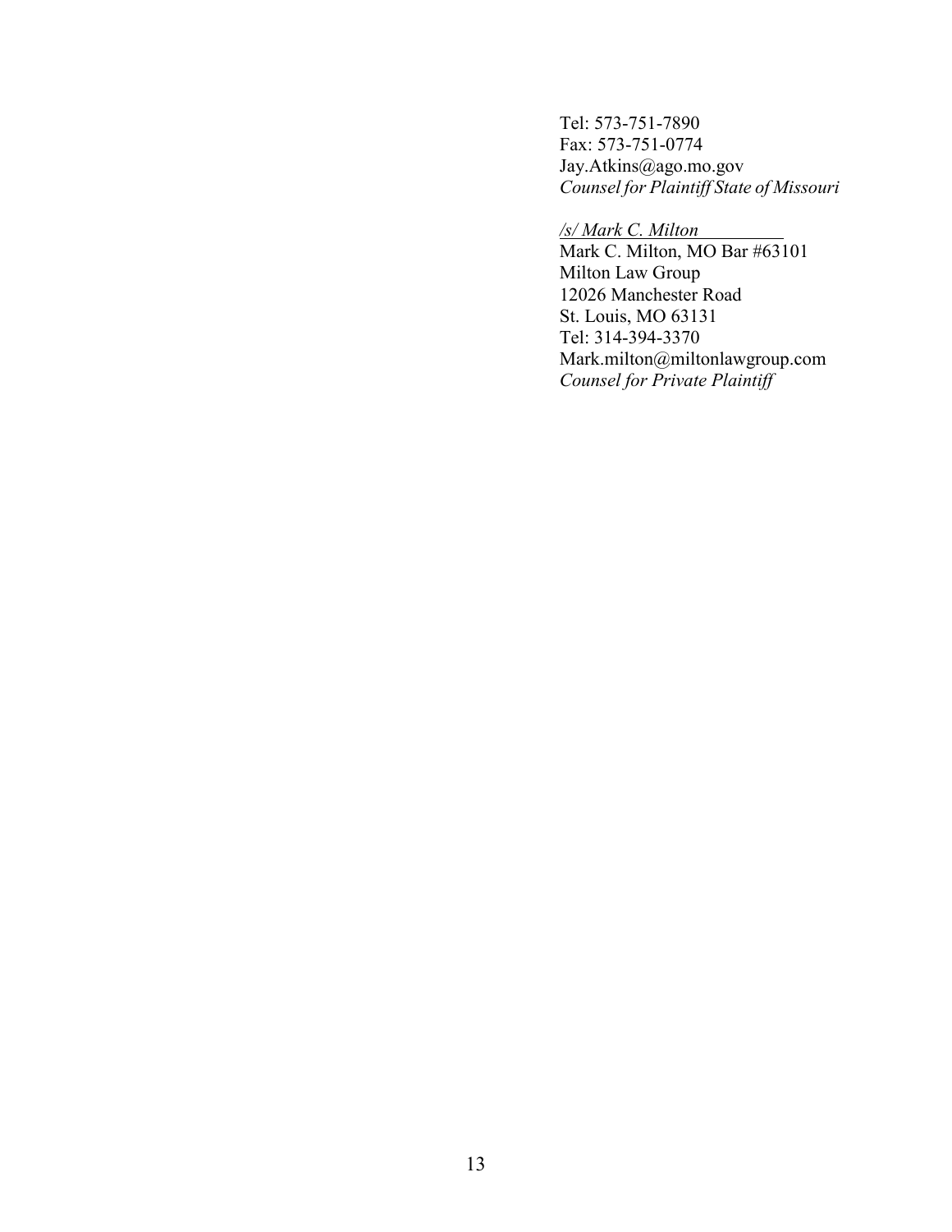Tel: 573-751-7890
Fax: 573-751-0774
Jay.Atkins@ago.mo.gov
*Counsel for Plaintiff State of Missouri*

*/s/ Mark C. Milton*
Mark C. Milton, MO Bar #63101
Milton Law Group
12026 Manchester Road
St. Louis, MO 63131
Tel: 314-394-3370
Mark.milton@miltonlawgroup.com
*Counsel for Private Plaintiff*